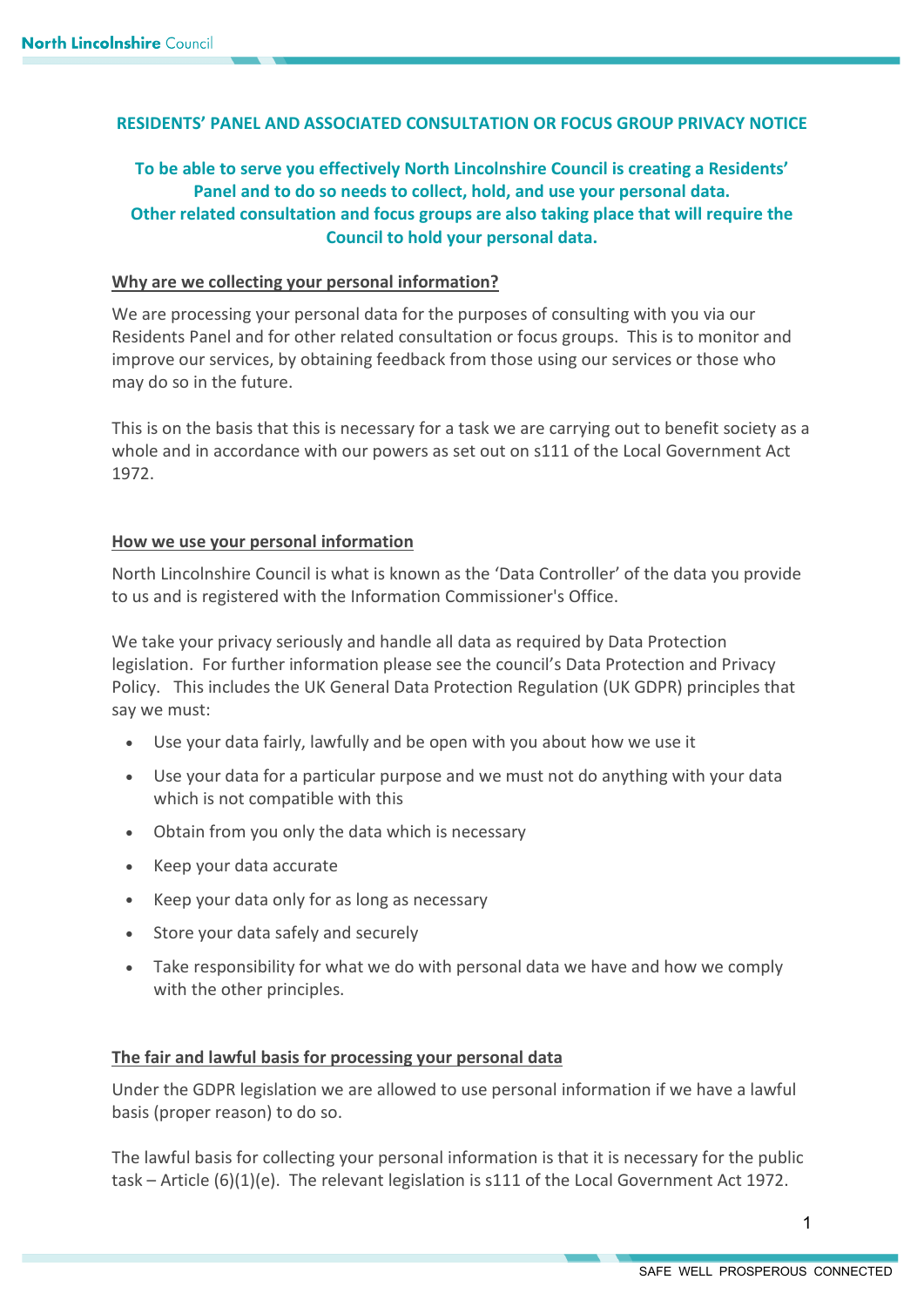# RESIDENTS' PANEL AND ASSOCIATED CONSULTATION OR FOCUS GROUP PRIVACY NOTICE

**To be able to serve you effectively North Lincolnshire Council is creating a Residents' Panel and to do so needs to collect, hold, and use your personal data. Other related consultation and focus groups are also taking place that will require the Council to hold your personal data.**

## Why are we collecting your personal information?

We are processing your personal data for the purposes of consulting with you via our Residents Panel and for other related consultation or focus groups. This is to monitor and improve our services, by obtaining feedback from those using our services or those who may do so in the future.

This is on the basis that this is necessary for a task we are carrying out to benefit society as a whole and in accordance with our powers as set out on s111 of the Local Government Act 1972.

## How we use your personal information

North Lincolnshire Council is what is known as the 'Data Controller' of the data you provide to us and is registered with the Information Commissioner's Office.

We take your privacy seriously and handle all data as required by Data Protection legislation. For further information please see the council's Data Protection and Privacy Policy. This includes the UK General Data Protection Regulation (UK GDPR) principles that say we must:

- Use your data fairly, lawfully and be open with you about how we use it
- Use your data for a particular purpose and we must not do anything with your data which is not compatible with this
- Obtain from you only the data which is necessary
- Keep your data accurate
- Keep your data only for as long as necessary
- Store your data safely and securely
- Take responsibility for what we do with personal data we have and how we comply with the other principles.

## The fair and lawful basis for processing your personal data

Under the GDPR legislation we are allowed to use personal information if we have a lawful basis (proper reason) to do so.

The lawful basis for collecting your personal information is that it is necessary for the public task – Article (6)(1)(e). The relevant legislation is s111 of the Local Government Act 1972.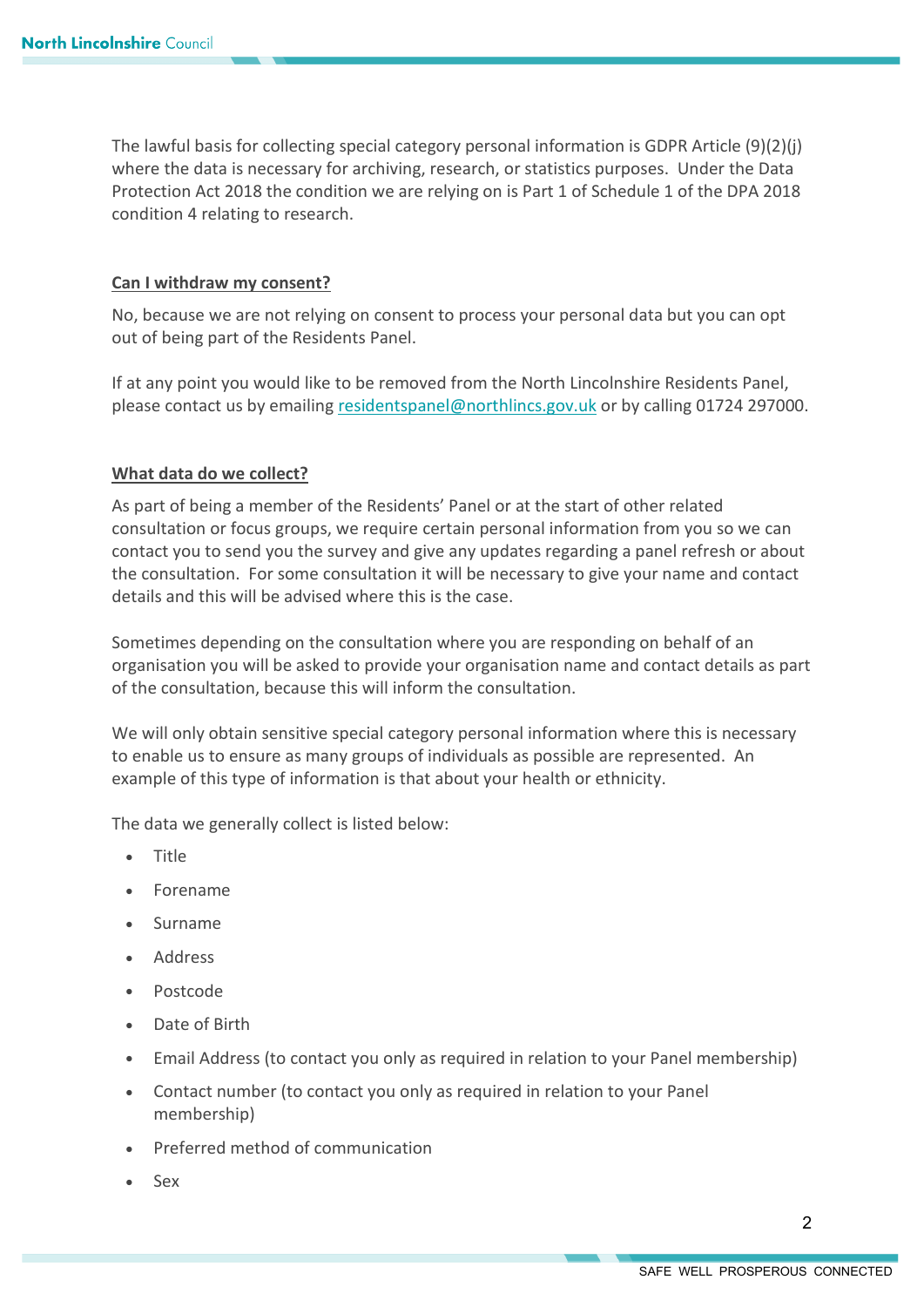The lawful basis for collecting special category personal information is GDPR Article (9)(2)(j) where the data is necessary for archiving, research, or statistics purposes. Under the Data Protection Act 2018 the condition we are relying on is Part 1 of Schedule 1 of the DPA 2018 condition 4 relating to research.

## Can I withdraw my consent?

No, because we are not relying on consent to process your personal data but you can opt out of being part of the Residents Panel.

If at any point you would like to be removed from the North Lincolnshire Residents Panel, please contact us by emailing residentspanel@northlincs.gov.uk or by calling 01724 297000.

## What data do we collect?

As part of being a member of the Residents' Panel or at the start of other related consultation or focus groups, we require certain personal information from you so we can contact you to send you the survey and give any updates regarding a panel refresh or about the consultation. For some consultation it will be necessary to give your name and contact details and this will be advised where this is the case.

Sometimes depending on the consultation where you are responding on behalf of an organisation you will be asked to provide your organisation name and contact details as part of the consultation, because this will inform the consultation.

We will only obtain sensitive special category personal information where this is necessary to enable us to ensure as many groups of individuals as possible are represented. An example of this type of information is that about your health or ethnicity.

The data we generally collect is listed below:

- Title
- Forename
- Surname
- Address
- Postcode
- Date of Birth
- Email Address (to contact you only as required in relation to your Panel membership)
- Contact number (to contact you only as required in relation to your Panel membership)
- Preferred method of communication
- Sex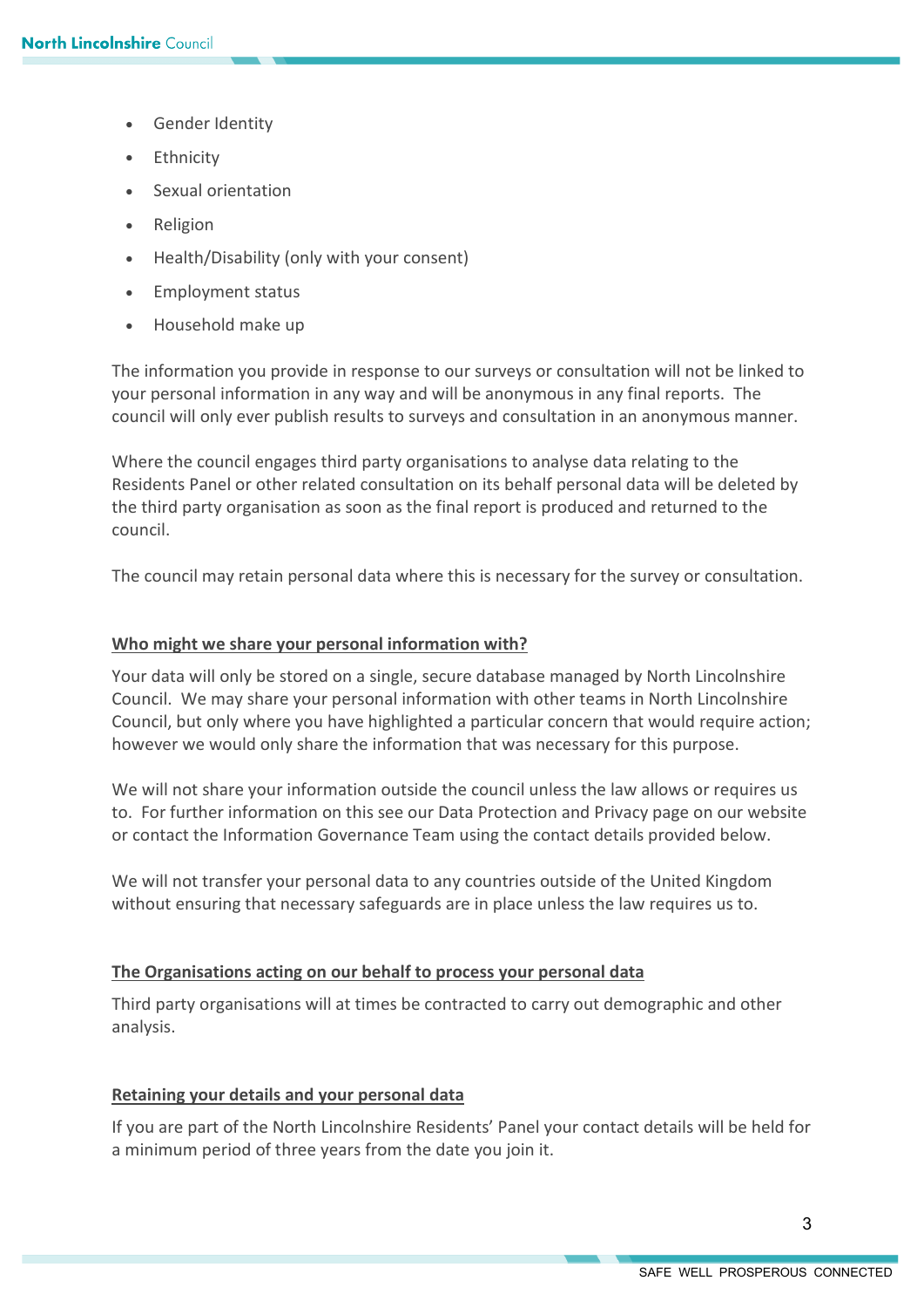- Gender Identity
- Ethnicity
- Sexual orientation
- Religion
- Health/Disability (only with your consent)
- Employment status
- Household make up

The information you provide in response to our surveys or consultation will not be linked to your personal information in any way and will be anonymous in any final reports. The council will only ever publish results to surveys and consultation in an anonymous manner.

Where the council engages third party organisations to analyse data relating to the Residents Panel or other related consultation on its behalf personal data will be deleted by the third party organisation as soon as the final report is produced and returned to the council.

The council may retain personal data where this is necessary for the survey or consultation.

## Who might we share your personal information with?

Your data will only be stored on a single, secure database managed by North Lincolnshire Council. We may share your personal information with other teams in North Lincolnshire Council, but only where you have highlighted a particular concern that would require action; however we would only share the information that was necessary for this purpose.

We will not share your information outside the council unless the law allows or requires us to. For further information on this see our Data Protection and Privacy page on our website or contact the Information Governance Team using the contact details provided below.

We will not transfer your personal data to any countries outside of the United Kingdom without ensuring that necessary safeguards are in place unless the law requires us to.

## The Organisations acting on our behalf to process your personal data

Third party organisations will at times be contracted to carry out demographic and other analysis.

## Retaining your details and your personal data

If you are part of the North Lincolnshire Residents' Panel your contact details will be held for a minimum period of three years from the date you join it.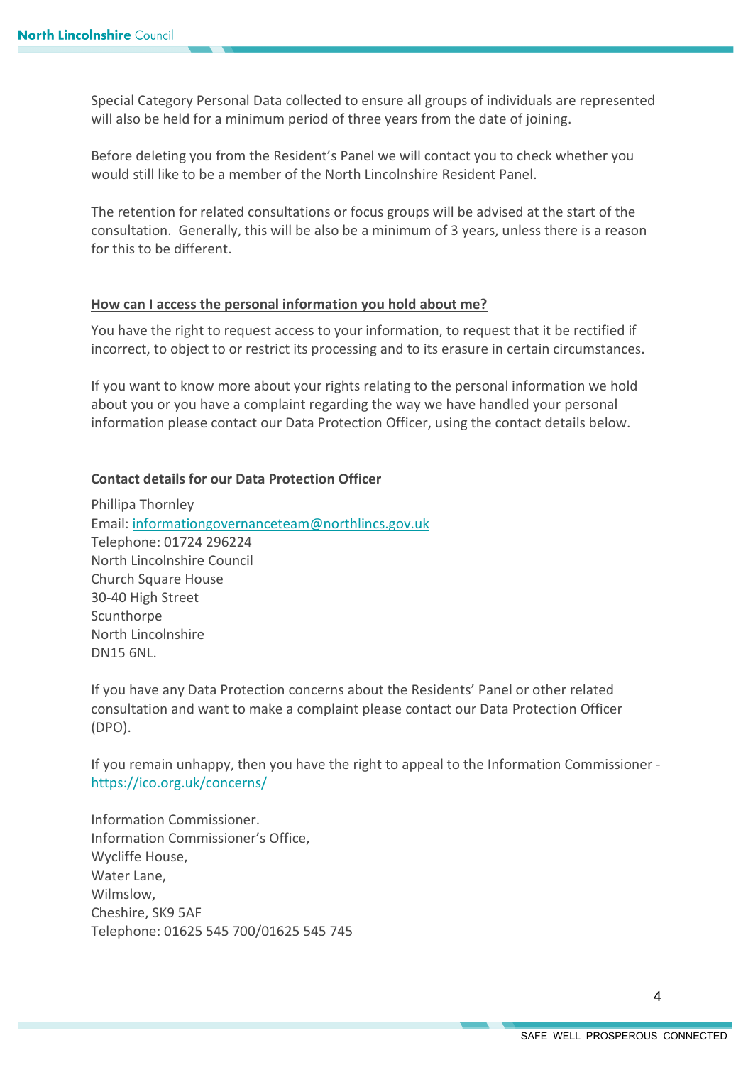Special Category Personal Data collected to ensure all groups of individuals are represented will also be held for a minimum period of three years from the date of joining.

Before deleting you from the Resident's Panel we will contact you to check whether you would still like to be a member of the North Lincolnshire Resident Panel.

The retention for related consultations or focus groups will be advised at the start of the consultation. Generally, this will be also be a minimum of 3 years, unless there is a reason for this to be different.

## How can I access the personal information you hold about me?

You have the right to request access to your information, to request that it be rectified if incorrect, to object to or restrict its processing and to its erasure in certain circumstances.

If you want to know more about your rights relating to the personal information we hold about you or you have a complaint regarding the way we have handled your personal information please contact our Data Protection Officer, using the contact details below.

## Contact details for our Data Protection Officer

Phillipa Thornley
Email: informationgovernanceteam@northlincs.gov.uk
Telephone: 01724 296224
North Lincolnshire Council
Church Square House
30-40 High Street
Scunthorpe
North Lincolnshire
DN15 6NL.

If you have any Data Protection concerns about the Residents' Panel or other related consultation and want to make a complaint please contact our Data Protection Officer (DPO).

If you remain unhappy, then you have the right to appeal to the Information Commissioner - https://ico.org.uk/concerns/

Information Commissioner.
Information Commissioner's Office,
Wycliffe House,
Water Lane,
Wilmslow,
Cheshire, SK9 5AF
Telephone: 01625 545 700/01625 545 745